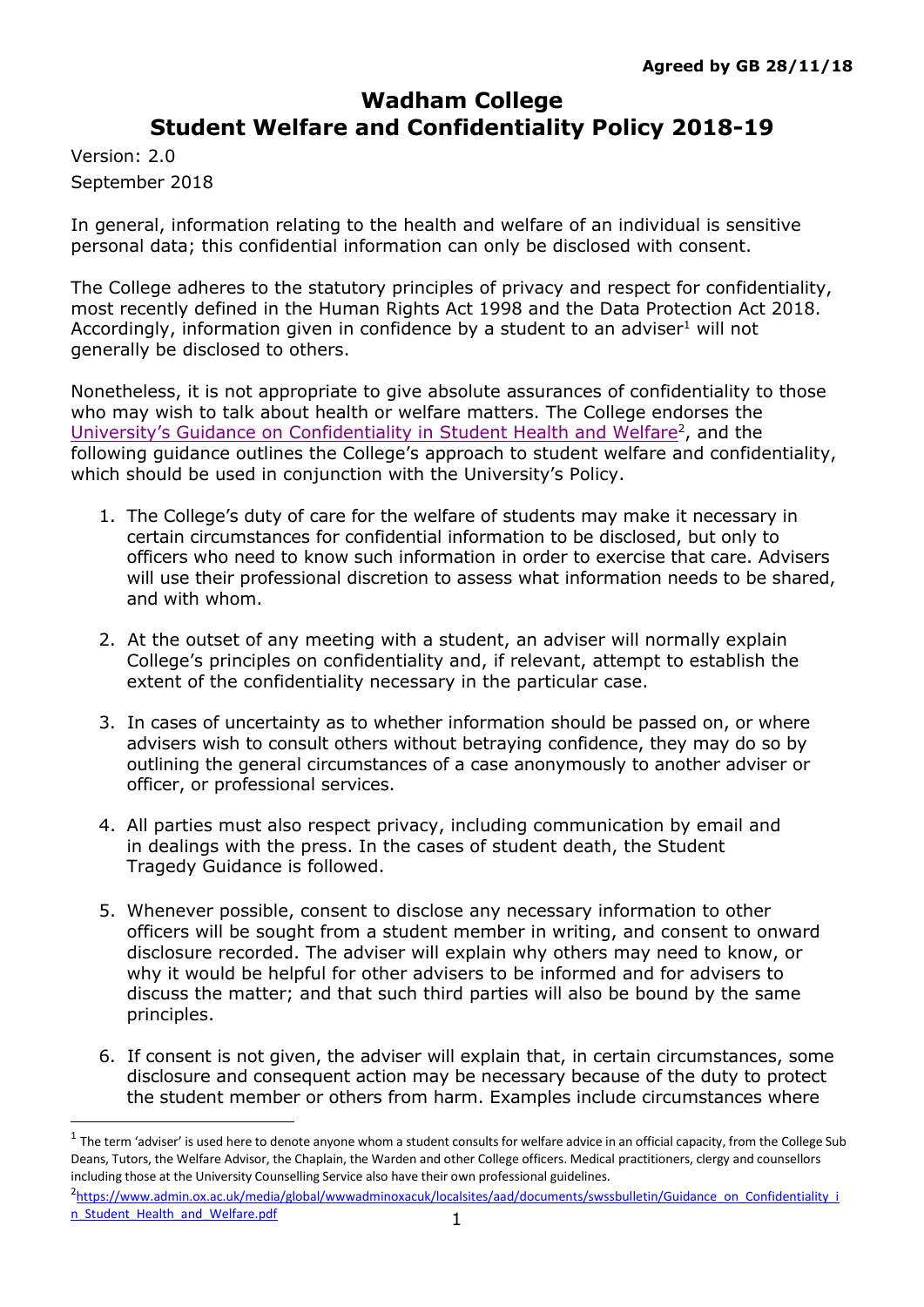**Agreed by GB 28/11/18**

# Wadham College
# Student Welfare and Confidentiality Policy 2018-19

Version: 2.0
September 2018

In general, information relating to the health and welfare of an individual is sensitive personal data; this confidential information can only be disclosed with consent.

The College adheres to the statutory principles of privacy and respect for confidentiality, most recently defined in the Human Rights Act 1998 and the Data Protection Act 2018. Accordingly, information given in confidence by a student to an adviser[1] will not generally be disclosed to others.

Nonetheless, it is not appropriate to give absolute assurances of confidentiality to those who may wish to talk about health or welfare matters. The College endorses the University's Guidance on Confidentiality in Student Health and Welfare[2], and the following guidance outlines the College's approach to student welfare and confidentiality, which should be used in conjunction with the University's Policy.

1. The College's duty of care for the welfare of students may make it necessary in certain circumstances for confidential information to be disclosed, but only to officers who need to know such information in order to exercise that care. Advisers will use their professional discretion to assess what information needs to be shared, and with whom.

2. At the outset of any meeting with a student, an adviser will normally explain College's principles on confidentiality and, if relevant, attempt to establish the extent of the confidentiality necessary in the particular case.

3. In cases of uncertainty as to whether information should be passed on, or where advisers wish to consult others without betraying confidence, they may do so by outlining the general circumstances of a case anonymously to another adviser or officer, or professional services.

4. All parties must also respect privacy, including communication by email and in dealings with the press. In the cases of student death, the Student Tragedy Guidance is followed.

5. Whenever possible, consent to disclose any necessary information to other officers will be sought from a student member in writing, and consent to onward disclosure recorded. The adviser will explain why others may need to know, or why it would be helpful for other advisers to be informed and for advisers to discuss the matter; and that such third parties will also be bound by the same principles.

6. If consent is not given, the adviser will explain that, in certain circumstances, some disclosure and consequent action may be necessary because of the duty to protect the student member or others from harm. Examples include circumstances where

---

[1] The term 'adviser' is used here to denote anyone whom a student consults for welfare advice in an official capacity, from the College Sub Deans, Tutors, the Welfare Advisor, the Chaplain, the Warden and other College officers. Medical practitioners, clergy and counsellors including those at the University Counselling Service also have their own professional guidelines.

[2] https://www.admin.ox.ac.uk/media/global/wwwadminoxacuk/localsites/aad/documents/swssbulletin/Guidance_on_Confidentiality_in_Student_Health_and_Welfare.pdf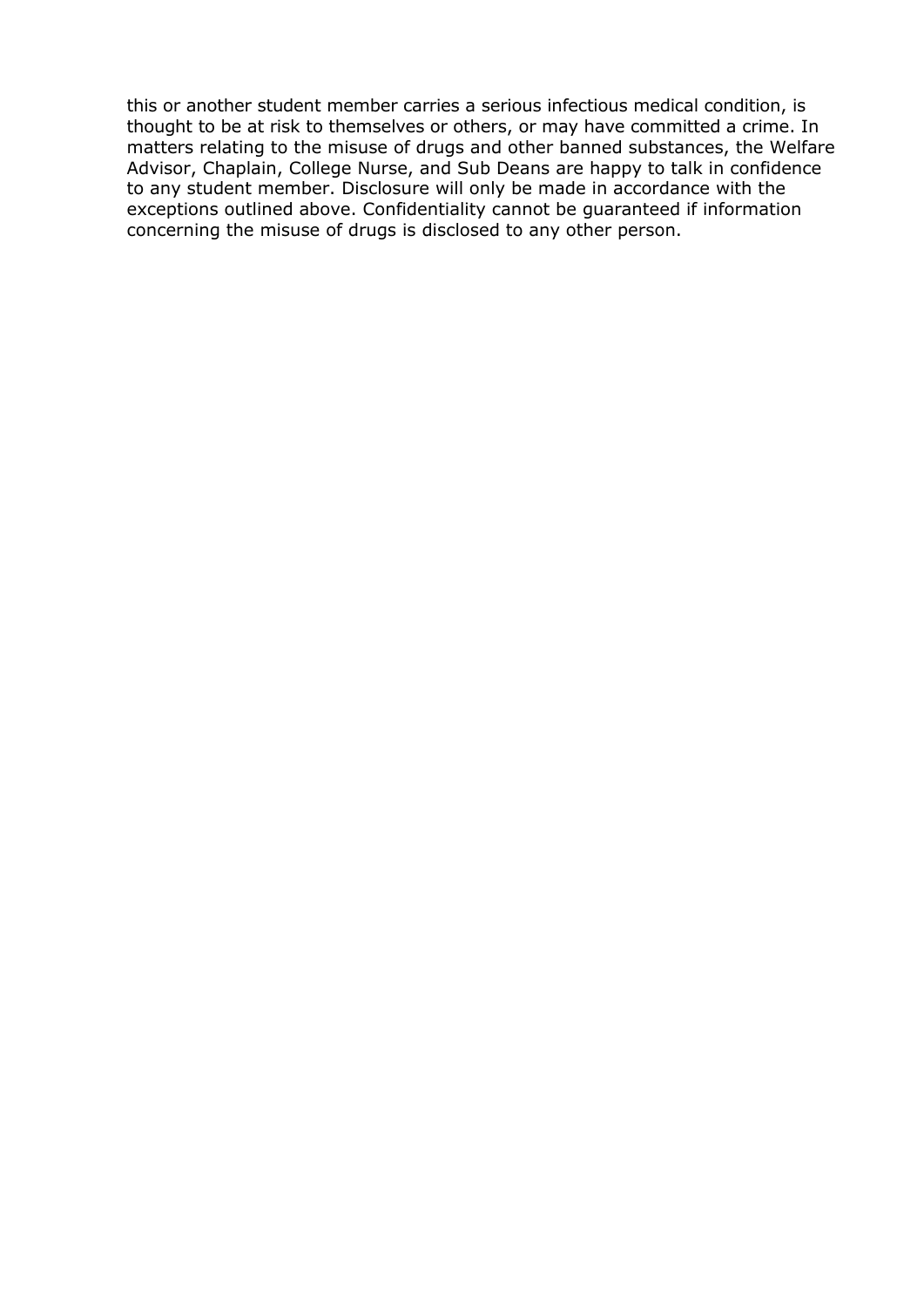this or another student member carries a serious infectious medical condition, is thought to be at risk to themselves or others, or may have committed a crime. In matters relating to the misuse of drugs and other banned substances, the Welfare Advisor, Chaplain, College Nurse, and Sub Deans are happy to talk in confidence to any student member. Disclosure will only be made in accordance with the exceptions outlined above. Confidentiality cannot be guaranteed if information concerning the misuse of drugs is disclosed to any other person.